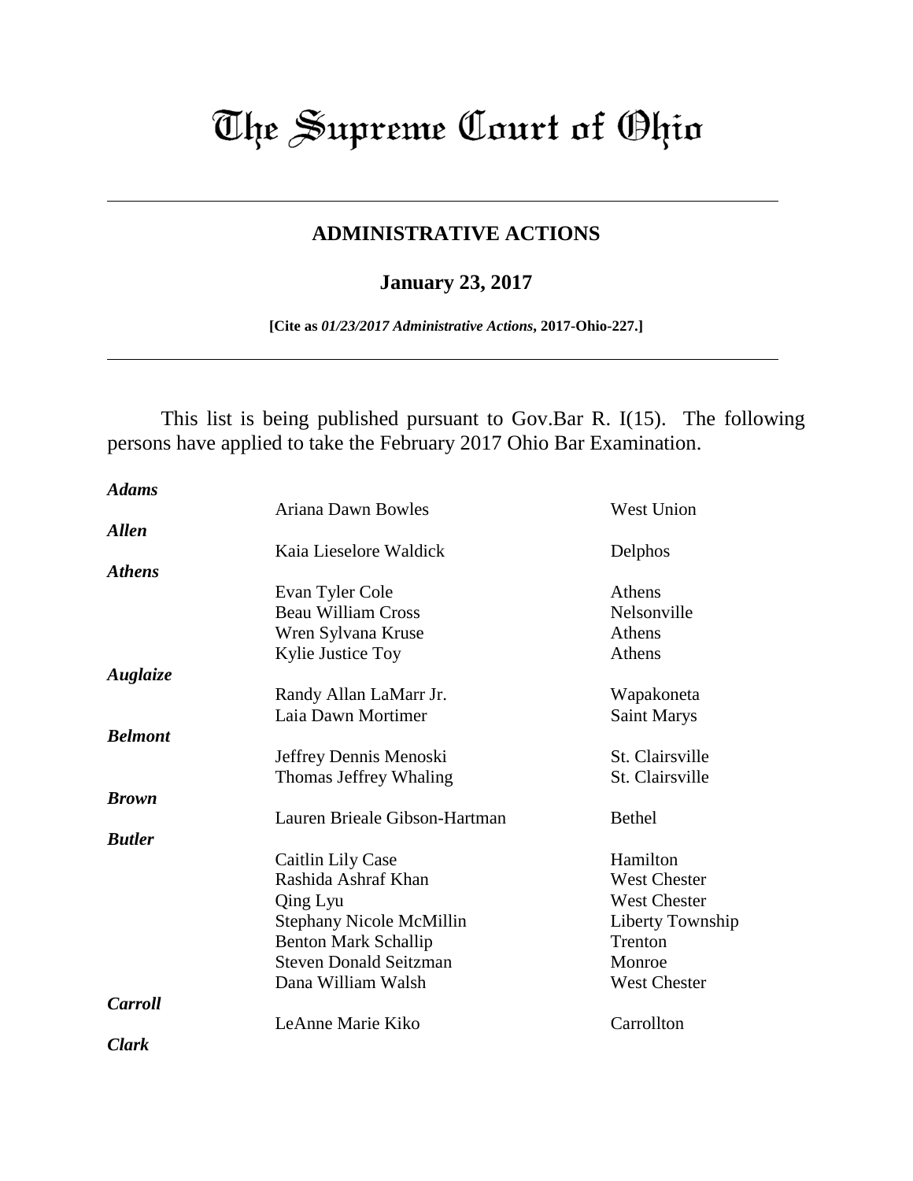# The Supreme Court of Ohio

## ADMINISTRATIVE ACTIONS

### January 23, 2017

**[Cite as *01/23/2017 Administrative Actions*, 2017-Ohio-227.]**

This list is being published pursuant to Gov.Bar R. I(15). The following persons have applied to take the February 2017 Ohio Bar Examination.

***Adams***

| | |
|---|---|
| Ariana Dawn Bowles | West Union |

***Allen***

| | |
|---|---|
| Kaia Lieselore Waldick | Delphos |

***Athens***

| | |
|---|---|
| Evan Tyler Cole | Athens |
| Beau William Cross | Nelsonville |
| Wren Sylvana Kruse | Athens |
| Kylie Justice Toy | Athens |

***Auglaize***

| | |
|---|---|
| Randy Allan LaMarr Jr. | Wapakoneta |
| Laia Dawn Mortimer | Saint Marys |

***Belmont***

| | |
|---|---|
| Jeffrey Dennis Menoski | St. Clairsville |
| Thomas Jeffrey Whaling | St. Clairsville |

***Brown***

| | |
|---|---|
| Lauren Brieale Gibson-Hartman | Bethel |

***Butler***

| | |
|---|---|
| Caitlin Lily Case | Hamilton |
| Rashida Ashraf Khan | West Chester |
| Qing Lyu | West Chester |
| Stephany Nicole McMillin | Liberty Township |
| Benton Mark Schallip | Trenton |
| Steven Donald Seitzman | Monroe |
| Dana William Walsh | West Chester |

***Carroll***

| | |
|---|---|
| LeAnne Marie Kiko | Carrollton |

***Clark***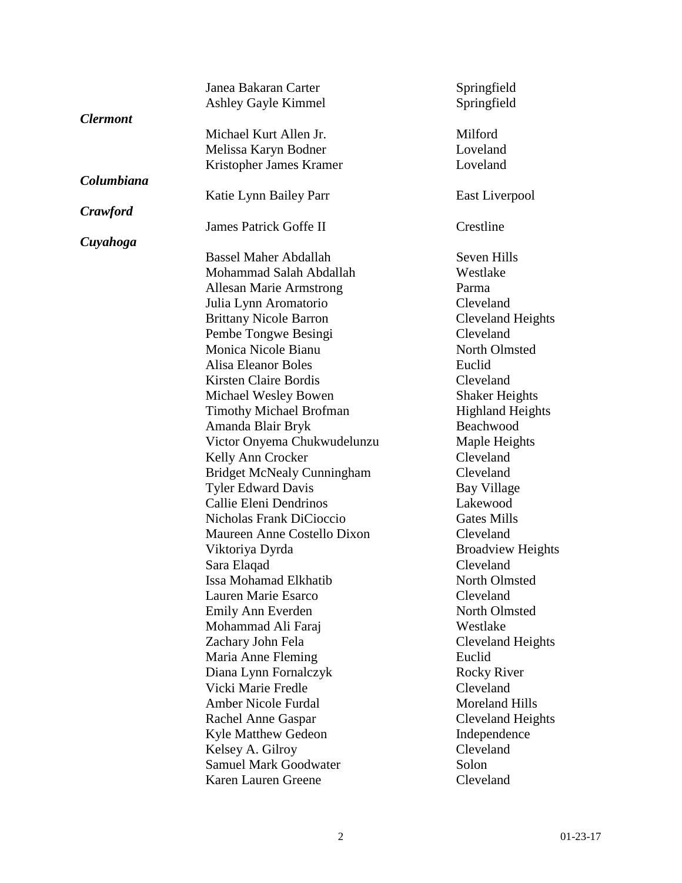| | Name | City |
|---|---|---|
| | Janea Bakaran Carter | Springfield |
| | Ashley Gayle Kimmel | Springfield |
| ***Clermont*** | | |
| | Michael Kurt Allen Jr. | Milford |
| | Melissa Karyn Bodner | Loveland |
| | Kristopher James Kramer | Loveland |
| ***Columbiana*** | | |
| | Katie Lynn Bailey Parr | East Liverpool |
| ***Crawford*** | | |
| | James Patrick Goffe II | Crestline |
| ***Cuyahoga*** | | |
| | Bassel Maher Abdallah | Seven Hills |
| | Mohammad Salah Abdallah | Westlake |
| | Allesan Marie Armstrong | Parma |
| | Julia Lynn Aromatorio | Cleveland |
| | Brittany Nicole Barron | Cleveland Heights |
| | Pembe Tongwe Besingi | Cleveland |
| | Monica Nicole Bianu | North Olmsted |
| | Alisa Eleanor Boles | Euclid |
| | Kirsten Claire Bordis | Cleveland |
| | Michael Wesley Bowen | Shaker Heights |
| | Timothy Michael Brofman | Highland Heights |
| | Amanda Blair Bryk | Beachwood |
| | Victor Onyema Chukwudelunzu | Maple Heights |
| | Kelly Ann Crocker | Cleveland |
| | Bridget McNealy Cunningham | Cleveland |
| | Tyler Edward Davis | Bay Village |
| | Callie Eleni Dendrinos | Lakewood |
| | Nicholas Frank DiCioccio | Gates Mills |
| | Maureen Anne Costello Dixon | Cleveland |
| | Viktoriya Dyrda | Broadview Heights |
| | Sara Elaqad | Cleveland |
| | Issa Mohamad Elkhatib | North Olmsted |
| | Lauren Marie Esarco | Cleveland |
| | Emily Ann Everden | North Olmsted |
| | Mohammad Ali Faraj | Westlake |
| | Zachary John Fela | Cleveland Heights |
| | Maria Anne Fleming | Euclid |
| | Diana Lynn Fornalczyk | Rocky River |
| | Vicki Marie Fredle | Cleveland |
| | Amber Nicole Furdal | Moreland Hills |
| | Rachel Anne Gaspar | Cleveland Heights |
| | Kyle Matthew Gedeon | Independence |
| | Kelsey A. Gilroy | Cleveland |
| | Samuel Mark Goodwater | Solon |
| | Karen Lauren Greene | Cleveland |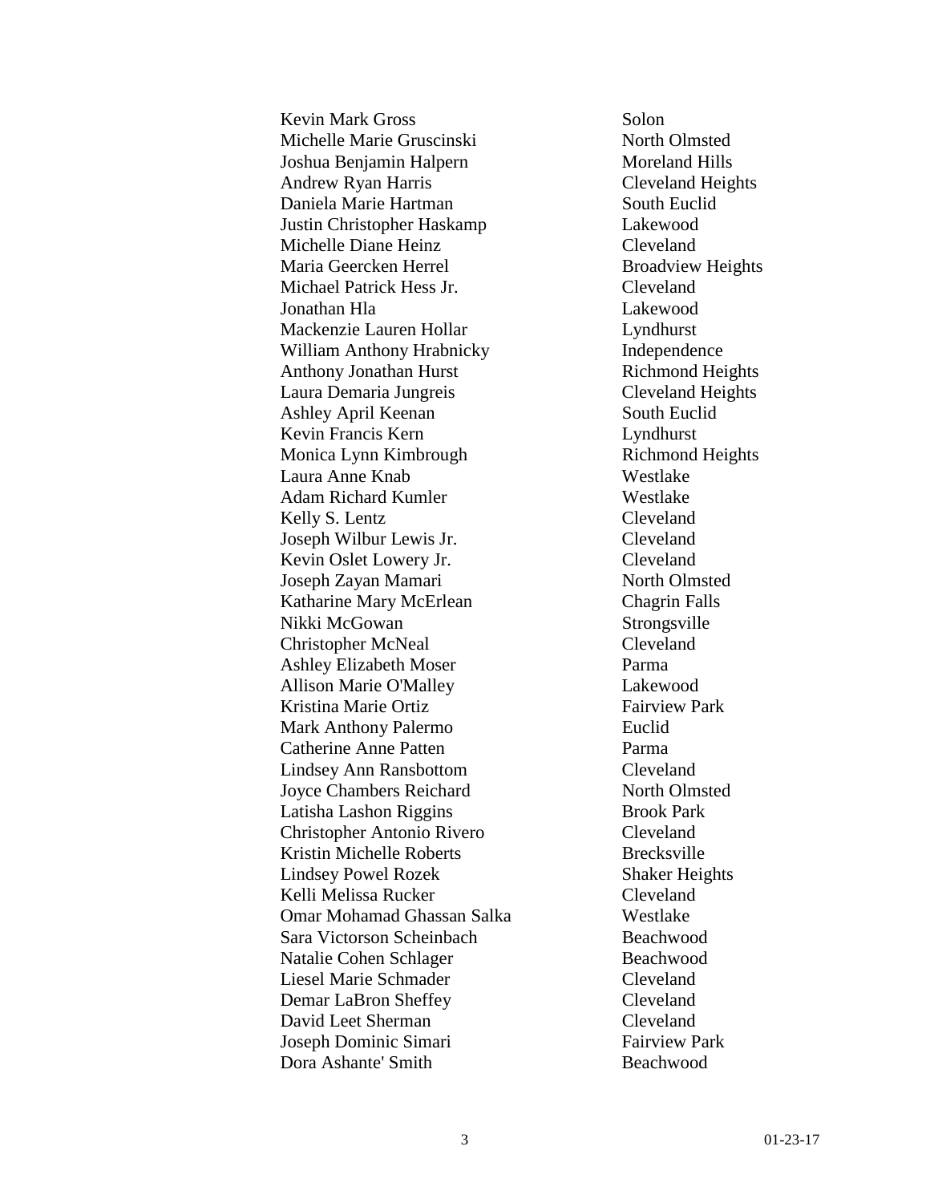| | |
|---|---|
| Kevin Mark Gross | Solon |
| Michelle Marie Gruscinski | North Olmsted |
| Joshua Benjamin Halpern | Moreland Hills |
| Andrew Ryan Harris | Cleveland Heights |
| Daniela Marie Hartman | South Euclid |
| Justin Christopher Haskamp | Lakewood |
| Michelle Diane Heinz | Cleveland |
| Maria Geercken Herrel | Broadview Heights |
| Michael Patrick Hess Jr. | Cleveland |
| Jonathan Hla | Lakewood |
| Mackenzie Lauren Hollar | Lyndhurst |
| William Anthony Hrabnicky | Independence |
| Anthony Jonathan Hurst | Richmond Heights |
| Laura Demaria Jungreis | Cleveland Heights |
| Ashley April Keenan | South Euclid |
| Kevin Francis Kern | Lyndhurst |
| Monica Lynn Kimbrough | Richmond Heights |
| Laura Anne Knab | Westlake |
| Adam Richard Kumler | Westlake |
| Kelly S. Lentz | Cleveland |
| Joseph Wilbur Lewis Jr. | Cleveland |
| Kevin Oslet Lowery Jr. | Cleveland |
| Joseph Zayan Mamari | North Olmsted |
| Katharine Mary McErlean | Chagrin Falls |
| Nikki McGowan | Strongsville |
| Christopher McNeal | Cleveland |
| Ashley Elizabeth Moser | Parma |
| Allison Marie O'Malley | Lakewood |
| Kristina Marie Ortiz | Fairview Park |
| Mark Anthony Palermo | Euclid |
| Catherine Anne Patten | Parma |
| Lindsey Ann Ransbottom | Cleveland |
| Joyce Chambers Reichard | North Olmsted |
| Latisha Lashon Riggins | Brook Park |
| Christopher Antonio Rivero | Cleveland |
| Kristin Michelle Roberts | Brecksville |
| Lindsey Powel Rozek | Shaker Heights |
| Kelli Melissa Rucker | Cleveland |
| Omar Mohamad Ghassan Salka | Westlake |
| Sara Victorson Scheinbach | Beachwood |
| Natalie Cohen Schlager | Beachwood |
| Liesel Marie Schmader | Cleveland |
| Demar LaBron Sheffey | Cleveland |
| David Leet Sherman | Cleveland |
| Joseph Dominic Simari | Fairview Park |
| Dora Ashante' Smith | Beachwood |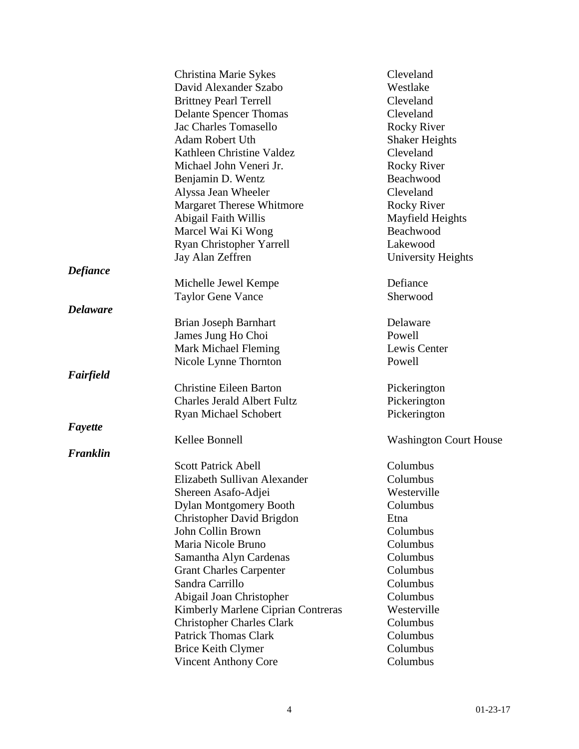| | Name | City |
|---|---|---|
| | Christina Marie Sykes | Cleveland |
| | David Alexander Szabo | Westlake |
| | Brittney Pearl Terrell | Cleveland |
| | Delante Spencer Thomas | Cleveland |
| | Jac Charles Tomasello | Rocky River |
| | Adam Robert Uth | Shaker Heights |
| | Kathleen Christine Valdez | Cleveland |
| | Michael John Veneri Jr. | Rocky River |
| | Benjamin D. Wentz | Beachwood |
| | Alyssa Jean Wheeler | Cleveland |
| | Margaret Therese Whitmore | Rocky River |
| | Abigail Faith Willis | Mayfield Heights |
| | Marcel Wai Ki Wong | Beachwood |
| | Ryan Christopher Yarrell | Lakewood |
| | Jay Alan Zeffren | University Heights |
| ***Defiance*** | | |
| | Michelle Jewel Kempe | Defiance |
| | Taylor Gene Vance | Sherwood |
| ***Delaware*** | | |
| | Brian Joseph Barnhart | Delaware |
| | James Jung Ho Choi | Powell |
| | Mark Michael Fleming | Lewis Center |
| | Nicole Lynne Thornton | Powell |
| ***Fairfield*** | | |
| | Christine Eileen Barton | Pickerington |
| | Charles Jerald Albert Fultz | Pickerington |
| | Ryan Michael Schobert | Pickerington |
| ***Fayette*** | | |
| | Kellee Bonnell | Washington Court House |
| ***Franklin*** | | |
| | Scott Patrick Abell | Columbus |
| | Elizabeth Sullivan Alexander | Columbus |
| | Shereen Asafo-Adjei | Westerville |
| | Dylan Montgomery Booth | Columbus |
| | Christopher David Brigdon | Etna |
| | John Collin Brown | Columbus |
| | Maria Nicole Bruno | Columbus |
| | Samantha Alyn Cardenas | Columbus |
| | Grant Charles Carpenter | Columbus |
| | Sandra Carrillo | Columbus |
| | Abigail Joan Christopher | Columbus |
| | Kimberly Marlene Ciprian Contreras | Westerville |
| | Christopher Charles Clark | Columbus |
| | Patrick Thomas Clark | Columbus |
| | Brice Keith Clymer | Columbus |
| | Vincent Anthony Core | Columbus |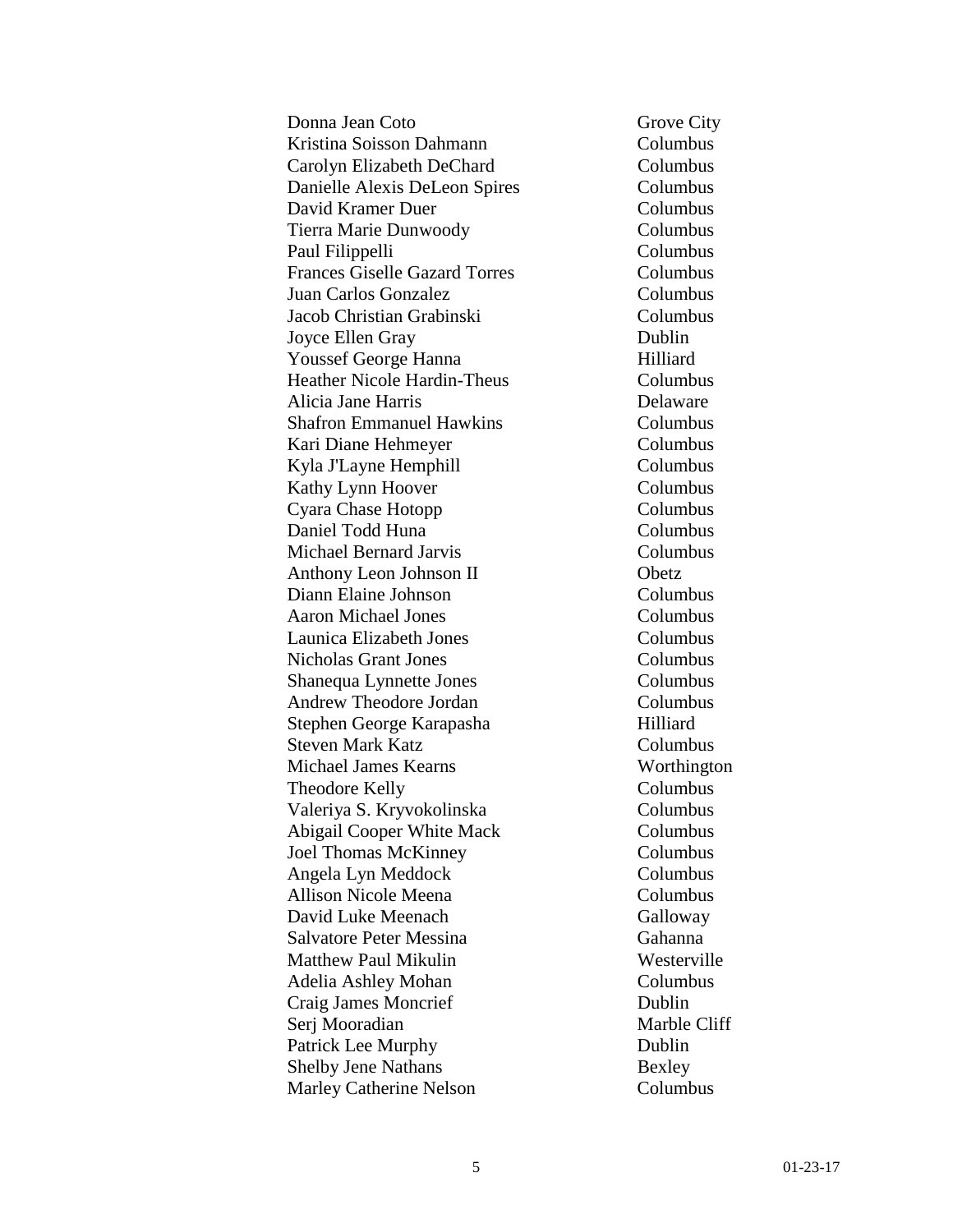| | |
|---|---|
| Donna Jean Coto | Grove City |
| Kristina Soisson Dahmann | Columbus |
| Carolyn Elizabeth DeChard | Columbus |
| Danielle Alexis DeLeon Spires | Columbus |
| David Kramer Duer | Columbus |
| Tierra Marie Dunwoody | Columbus |
| Paul Filippelli | Columbus |
| Frances Giselle Gazard Torres | Columbus |
| Juan Carlos Gonzalez | Columbus |
| Jacob Christian Grabinski | Columbus |
| Joyce Ellen Gray | Dublin |
| Youssef George Hanna | Hilliard |
| Heather Nicole Hardin-Theus | Columbus |
| Alicia Jane Harris | Delaware |
| Shafron Emmanuel Hawkins | Columbus |
| Kari Diane Hehmeyer | Columbus |
| Kyla J'Layne Hemphill | Columbus |
| Kathy Lynn Hoover | Columbus |
| Cyara Chase Hotopp | Columbus |
| Daniel Todd Huna | Columbus |
| Michael Bernard Jarvis | Columbus |
| Anthony Leon Johnson II | Obetz |
| Diann Elaine Johnson | Columbus |
| Aaron Michael Jones | Columbus |
| Launica Elizabeth Jones | Columbus |
| Nicholas Grant Jones | Columbus |
| Shanequa Lynnette Jones | Columbus |
| Andrew Theodore Jordan | Columbus |
| Stephen George Karapasha | Hilliard |
| Steven Mark Katz | Columbus |
| Michael James Kearns | Worthington |
| Theodore Kelly | Columbus |
| Valeriya S. Kryvokolinska | Columbus |
| Abigail Cooper White Mack | Columbus |
| Joel Thomas McKinney | Columbus |
| Angela Lyn Meddock | Columbus |
| Allison Nicole Meena | Columbus |
| David Luke Meenach | Galloway |
| Salvatore Peter Messina | Gahanna |
| Matthew Paul Mikulin | Westerville |
| Adelia Ashley Mohan | Columbus |
| Craig James Moncrief | Dublin |
| Serj Mooradian | Marble Cliff |
| Patrick Lee Murphy | Dublin |
| Shelby Jene Nathans | Bexley |
| Marley Catherine Nelson | Columbus |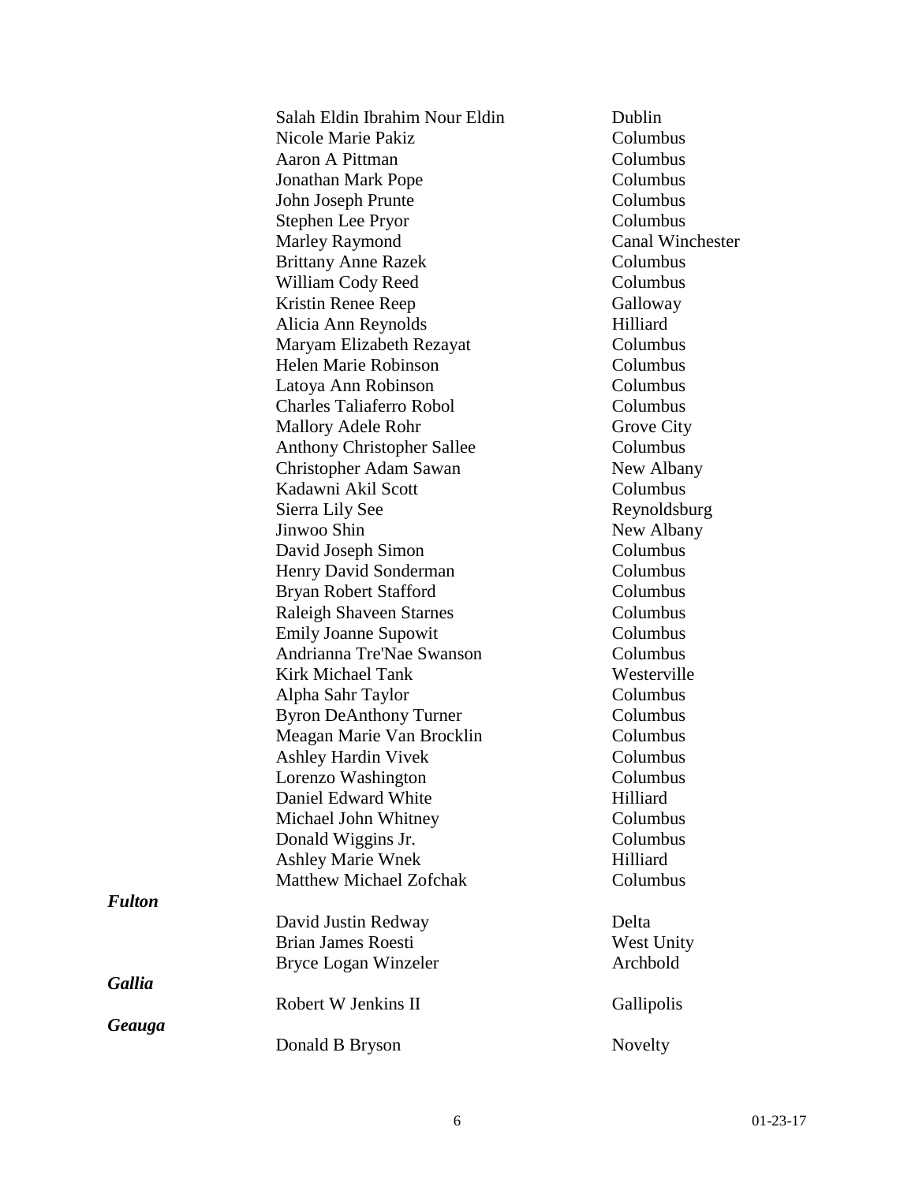| | Name | City |
|---|---|---|
| | Salah Eldin Ibrahim Nour Eldin | Dublin |
| | Nicole Marie Pakiz | Columbus |
| | Aaron A Pittman | Columbus |
| | Jonathan Mark Pope | Columbus |
| | John Joseph Prunte | Columbus |
| | Stephen Lee Pryor | Columbus |
| | Marley Raymond | Canal Winchester |
| | Brittany Anne Razek | Columbus |
| | William Cody Reed | Columbus |
| | Kristin Renee Reep | Galloway |
| | Alicia Ann Reynolds | Hilliard |
| | Maryam Elizabeth Rezayat | Columbus |
| | Helen Marie Robinson | Columbus |
| | Latoya Ann Robinson | Columbus |
| | Charles Taliaferro Robol | Columbus |
| | Mallory Adele Rohr | Grove City |
| | Anthony Christopher Sallee | Columbus |
| | Christopher Adam Sawan | New Albany |
| | Kadawni Akil Scott | Columbus |
| | Sierra Lily See | Reynoldsburg |
| | Jinwoo Shin | New Albany |
| | David Joseph Simon | Columbus |
| | Henry David Sonderman | Columbus |
| | Bryan Robert Stafford | Columbus |
| | Raleigh Shaveen Starnes | Columbus |
| | Emily Joanne Supowit | Columbus |
| | Andrianna Tre'Nae Swanson | Columbus |
| | Kirk Michael Tank | Westerville |
| | Alpha Sahr Taylor | Columbus |
| | Byron DeAnthony Turner | Columbus |
| | Meagan Marie Van Brocklin | Columbus |
| | Ashley Hardin Vivek | Columbus |
| | Lorenzo Washington | Columbus |
| | Daniel Edward White | Hilliard |
| | Michael John Whitney | Columbus |
| | Donald Wiggins Jr. | Columbus |
| | Ashley Marie Wnek | Hilliard |
| | Matthew Michael Zofchak | Columbus |
| ***Fulton*** | | |
| | David Justin Redway | Delta |
| | Brian James Roesti | West Unity |
| | Bryce Logan Winzeler | Archbold |
| ***Gallia*** | | |
| | Robert W Jenkins II | Gallipolis |
| ***Geauga*** | | |
| | Donald B Bryson | Novelty |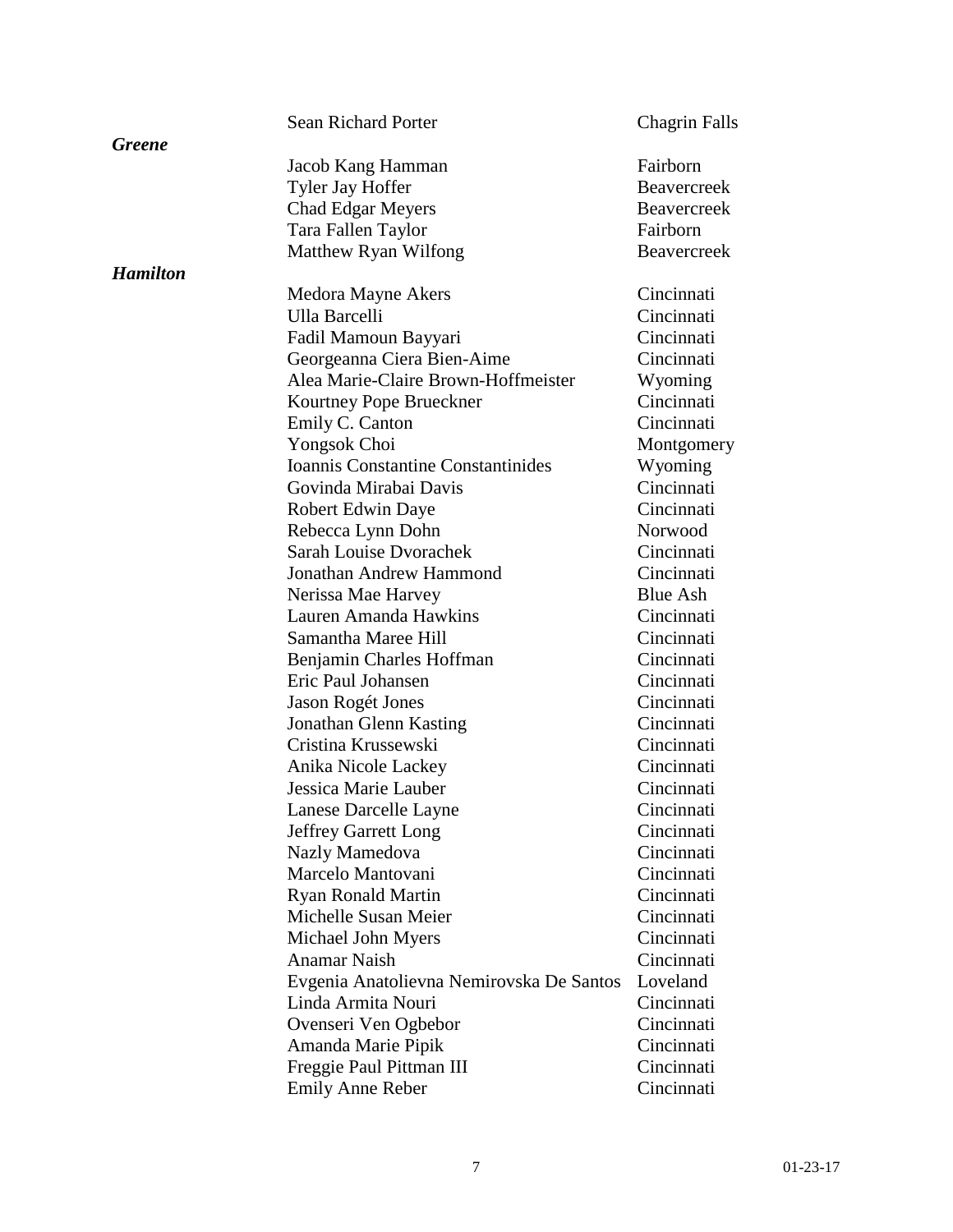| | Name | City |
|---|---|---|
| | Sean Richard Porter | Chagrin Falls |
| ***Greene*** | | |
| | Jacob Kang Hamman | Fairborn |
| | Tyler Jay Hoffer | Beavercreek |
| | Chad Edgar Meyers | Beavercreek |
| | Tara Fallen Taylor | Fairborn |
| | Matthew Ryan Wilfong | Beavercreek |
| ***Hamilton*** | | |
| | Medora Mayne Akers | Cincinnati |
| | Ulla Barcelli | Cincinnati |
| | Fadil Mamoun Bayyari | Cincinnati |
| | Georgeanna Ciera Bien-Aime | Cincinnati |
| | Alea Marie-Claire Brown-Hoffmeister | Wyoming |
| | Kourtney Pope Brueckner | Cincinnati |
| | Emily C. Canton | Cincinnati |
| | Yongsok Choi | Montgomery |
| | Ioannis Constantine Constantinides | Wyoming |
| | Govinda Mirabai Davis | Cincinnati |
| | Robert Edwin Daye | Cincinnati |
| | Rebecca Lynn Dohn | Norwood |
| | Sarah Louise Dvorachek | Cincinnati |
| | Jonathan Andrew Hammond | Cincinnati |
| | Nerissa Mae Harvey | Blue Ash |
| | Lauren Amanda Hawkins | Cincinnati |
| | Samantha Maree Hill | Cincinnati |
| | Benjamin Charles Hoffman | Cincinnati |
| | Eric Paul Johansen | Cincinnati |
| | Jason Rogét Jones | Cincinnati |
| | Jonathan Glenn Kasting | Cincinnati |
| | Cristina Krussewski | Cincinnati |
| | Anika Nicole Lackey | Cincinnati |
| | Jessica Marie Lauber | Cincinnati |
| | Lanese Darcelle Layne | Cincinnati |
| | Jeffrey Garrett Long | Cincinnati |
| | Nazly Mamedova | Cincinnati |
| | Marcelo Mantovani | Cincinnati |
| | Ryan Ronald Martin | Cincinnati |
| | Michelle Susan Meier | Cincinnati |
| | Michael John Myers | Cincinnati |
| | Anamar Naish | Cincinnati |
| | Evgenia Anatolievna Nemirovska De Santos | Loveland |
| | Linda Armita Nouri | Cincinnati |
| | Ovenseri Ven Ogbebor | Cincinnati |
| | Amanda Marie Pipik | Cincinnati |
| | Freggie Paul Pittman III | Cincinnati |
| | Emily Anne Reber | Cincinnati |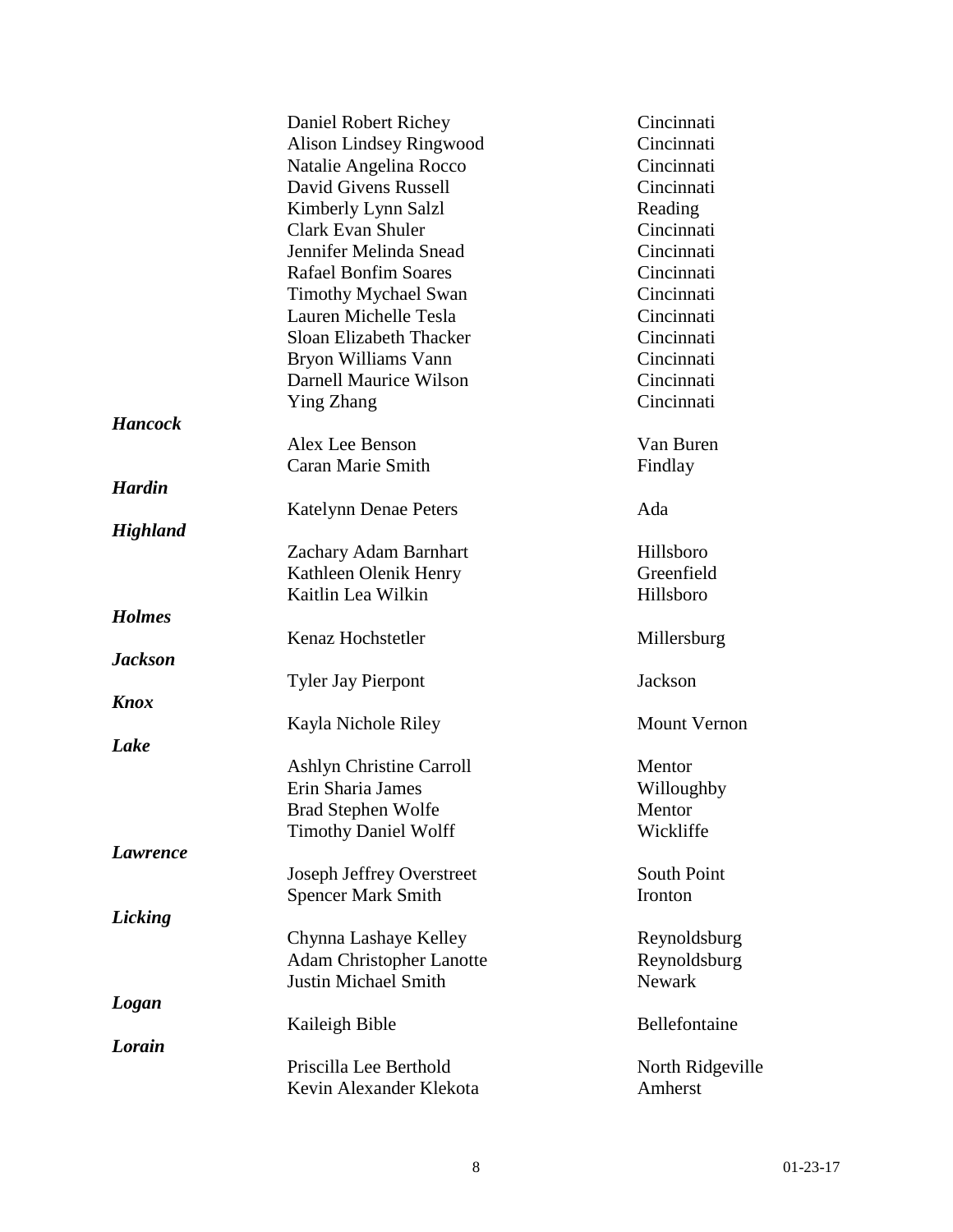| | Name | City |
|---|---|---|
| | Daniel Robert Richey | Cincinnati |
| | Alison Lindsey Ringwood | Cincinnati |
| | Natalie Angelina Rocco | Cincinnati |
| | David Givens Russell | Cincinnati |
| | Kimberly Lynn Salzl | Reading |
| | Clark Evan Shuler | Cincinnati |
| | Jennifer Melinda Snead | Cincinnati |
| | Rafael Bonfim Soares | Cincinnati |
| | Timothy Mychael Swan | Cincinnati |
| | Lauren Michelle Tesla | Cincinnati |
| | Sloan Elizabeth Thacker | Cincinnati |
| | Bryon Williams Vann | Cincinnati |
| | Darnell Maurice Wilson | Cincinnati |
| | Ying Zhang | Cincinnati |
| ***Hancock*** | | |
| | Alex Lee Benson | Van Buren |
| | Caran Marie Smith | Findlay |
| ***Hardin*** | | |
| | Katelynn Denae Peters | Ada |
| ***Highland*** | | |
| | Zachary Adam Barnhart | Hillsboro |
| | Kathleen Olenik Henry | Greenfield |
| | Kaitlin Lea Wilkin | Hillsboro |
| ***Holmes*** | | |
| | Kenaz Hochstetler | Millersburg |
| ***Jackson*** | | |
| | Tyler Jay Pierpont | Jackson |
| ***Knox*** | | |
| | Kayla Nichole Riley | Mount Vernon |
| ***Lake*** | | |
| | Ashlyn Christine Carroll | Mentor |
| | Erin Sharia James | Willoughby |
| | Brad Stephen Wolfe | Mentor |
| | Timothy Daniel Wolff | Wickliffe |
| ***Lawrence*** | | |
| | Joseph Jeffrey Overstreet | South Point |
| | Spencer Mark Smith | Ironton |
| ***Licking*** | | |
| | Chynna Lashaye Kelley | Reynoldsburg |
| | Adam Christopher Lanotte | Reynoldsburg |
| | Justin Michael Smith | Newark |
| ***Logan*** | | |
| | Kaileigh Bible | Bellefontaine |
| ***Lorain*** | | |
| | Priscilla Lee Berthold | North Ridgeville |
| | Kevin Alexander Klekota | Amherst |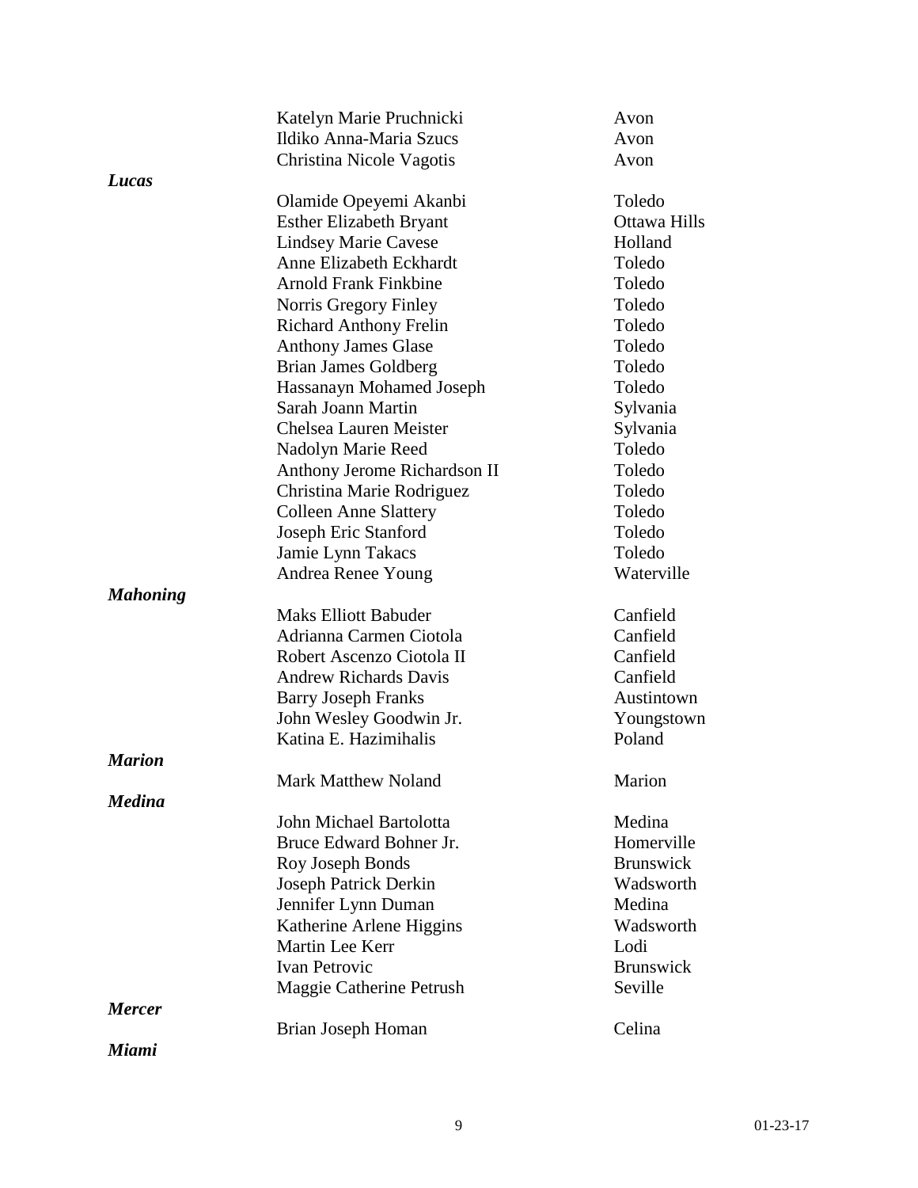| | Name | City |
|---|---|---|
| | Katelyn Marie Pruchnicki | Avon |
| | Ildiko Anna-Maria Szucs | Avon |
| | Christina Nicole Vagotis | Avon |
| ***Lucas*** | | |
| | Olamide Opeyemi Akanbi | Toledo |
| | Esther Elizabeth Bryant | Ottawa Hills |
| | Lindsey Marie Cavese | Holland |
| | Anne Elizabeth Eckhardt | Toledo |
| | Arnold Frank Finkbine | Toledo |
| | Norris Gregory Finley | Toledo |
| | Richard Anthony Frelin | Toledo |
| | Anthony James Glase | Toledo |
| | Brian James Goldberg | Toledo |
| | Hassanayn Mohamed Joseph | Toledo |
| | Sarah Joann Martin | Sylvania |
| | Chelsea Lauren Meister | Sylvania |
| | Nadolyn Marie Reed | Toledo |
| | Anthony Jerome Richardson II | Toledo |
| | Christina Marie Rodriguez | Toledo |
| | Colleen Anne Slattery | Toledo |
| | Joseph Eric Stanford | Toledo |
| | Jamie Lynn Takacs | Toledo |
| | Andrea Renee Young | Waterville |
| ***Mahoning*** | | |
| | Maks Elliott Babuder | Canfield |
| | Adrianna Carmen Ciotola | Canfield |
| | Robert Ascenzo Ciotola II | Canfield |
| | Andrew Richards Davis | Canfield |
| | Barry Joseph Franks | Austintown |
| | John Wesley Goodwin Jr. | Youngstown |
| | Katina E. Hazimihalis | Poland |
| ***Marion*** | | |
| | Mark Matthew Noland | Marion |
| ***Medina*** | | |
| | John Michael Bartolotta | Medina |
| | Bruce Edward Bohner Jr. | Homerville |
| | Roy Joseph Bonds | Brunswick |
| | Joseph Patrick Derkin | Wadsworth |
| | Jennifer Lynn Duman | Medina |
| | Katherine Arlene Higgins | Wadsworth |
| | Martin Lee Kerr | Lodi |
| | Ivan Petrovic | Brunswick |
| | Maggie Catherine Petrush | Seville |
| ***Mercer*** | | |
| | Brian Joseph Homan | Celina |
| ***Miami*** | | |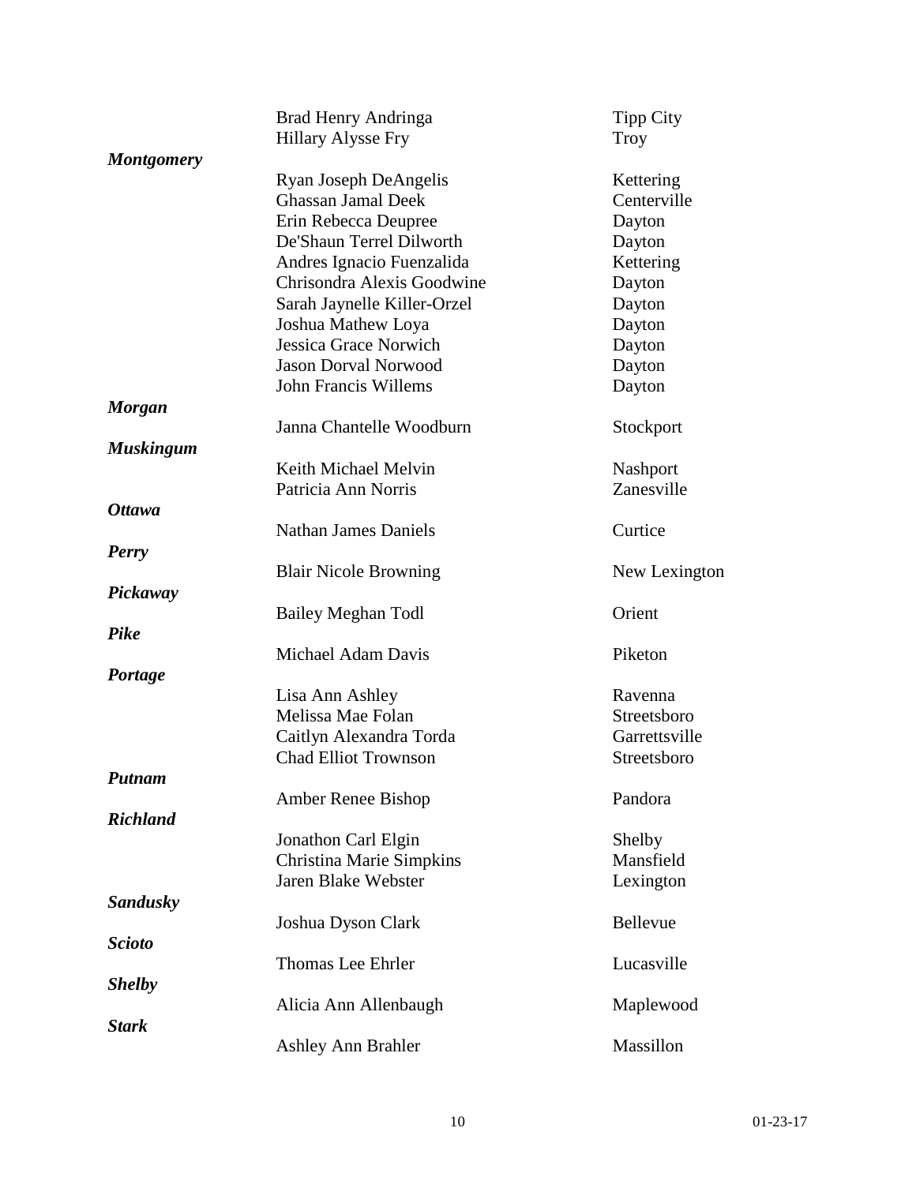| | | |
|---|---|---|
| | Brad Henry Andringa | Tipp City |
| | Hillary Alysse Fry | Troy |
| ***Montgomery*** | | |
| | Ryan Joseph DeAngelis | Kettering |
| | Ghassan Jamal Deek | Centerville |
| | Erin Rebecca Deupree | Dayton |
| | De'Shaun Terrel Dilworth | Dayton |
| | Andres Ignacio Fuenzalida | Kettering |
| | Chrisondra Alexis Goodwine | Dayton |
| | Sarah Jaynelle Killer-Orzel | Dayton |
| | Joshua Mathew Loya | Dayton |
| | Jessica Grace Norwich | Dayton |
| | Jason Dorval Norwood | Dayton |
| | John Francis Willems | Dayton |
| ***Morgan*** | | |
| | Janna Chantelle Woodburn | Stockport |
| ***Muskingum*** | | |
| | Keith Michael Melvin | Nashport |
| | Patricia Ann Norris | Zanesville |
| ***Ottawa*** | | |
| | Nathan James Daniels | Curtice |
| ***Perry*** | | |
| | Blair Nicole Browning | New Lexington |
| ***Pickaway*** | | |
| | Bailey Meghan Todl | Orient |
| ***Pike*** | | |
| | Michael Adam Davis | Piketon |
| ***Portage*** | | |
| | Lisa Ann Ashley | Ravenna |
| | Melissa Mae Folan | Streetsboro |
| | Caitlyn Alexandra Torda | Garrettsville |
| | Chad Elliot Trownson | Streetsboro |
| ***Putnam*** | | |
| | Amber Renee Bishop | Pandora |
| ***Richland*** | | |
| | Jonathon Carl Elgin | Shelby |
| | Christina Marie Simpkins | Mansfield |
| | Jaren Blake Webster | Lexington |
| ***Sandusky*** | | |
| | Joshua Dyson Clark | Bellevue |
| ***Scioto*** | | |
| | Thomas Lee Ehrler | Lucasville |
| ***Shelby*** | | |
| | Alicia Ann Allenbaugh | Maplewood |
| ***Stark*** | | |
| | Ashley Ann Brahler | Massillon |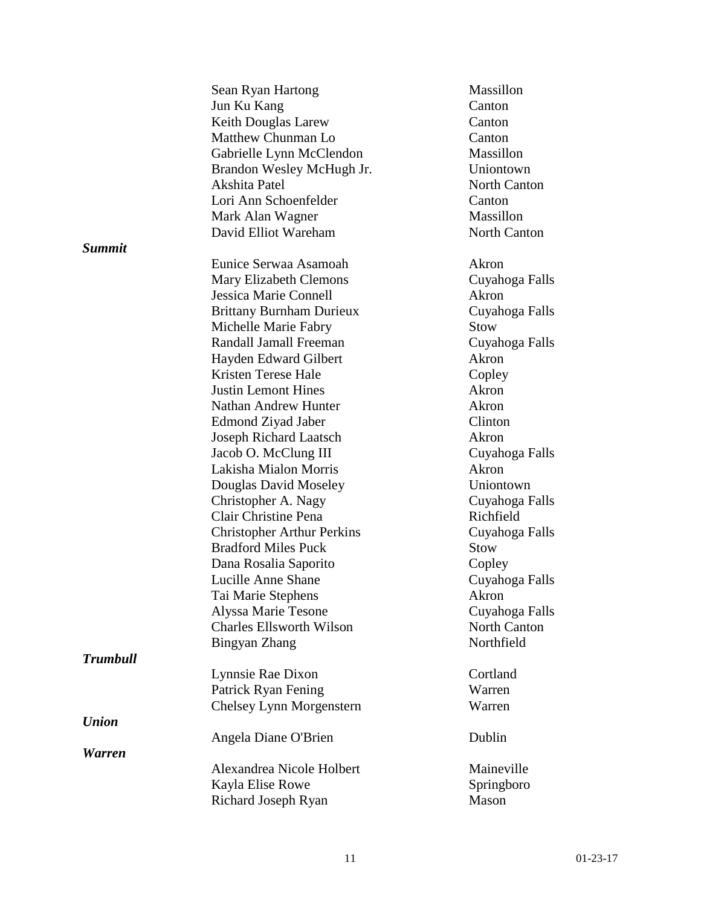| | | |
|---|---|---|
| | Sean Ryan Hartong | Massillon |
| | Jun Ku Kang | Canton |
| | Keith Douglas Larew | Canton |
| | Matthew Chunman Lo | Canton |
| | Gabrielle Lynn McClendon | Massillon |
| | Brandon Wesley McHugh Jr. | Uniontown |
| | Akshita Patel | North Canton |
| | Lori Ann Schoenfelder | Canton |
| | Mark Alan Wagner | Massillon |
| | David Elliot Wareham | North Canton |
| ***Summit*** | | |
| | Eunice Serwaa Asamoah | Akron |
| | Mary Elizabeth Clemons | Cuyahoga Falls |
| | Jessica Marie Connell | Akron |
| | Brittany Burnham Durieux | Cuyahoga Falls |
| | Michelle Marie Fabry | Stow |
| | Randall Jamall Freeman | Cuyahoga Falls |
| | Hayden Edward Gilbert | Akron |
| | Kristen Terese Hale | Copley |
| | Justin Lemont Hines | Akron |
| | Nathan Andrew Hunter | Akron |
| | Edmond Ziyad Jaber | Clinton |
| | Joseph Richard Laatsch | Akron |
| | Jacob O. McClung III | Cuyahoga Falls |
| | Lakisha Mialon Morris | Akron |
| | Douglas David Moseley | Uniontown |
| | Christopher A. Nagy | Cuyahoga Falls |
| | Clair Christine Pena | Richfield |
| | Christopher Arthur Perkins | Cuyahoga Falls |
| | Bradford Miles Puck | Stow |
| | Dana Rosalia Saporito | Copley |
| | Lucille Anne Shane | Cuyahoga Falls |
| | Tai Marie Stephens | Akron |
| | Alyssa Marie Tesone | Cuyahoga Falls |
| | Charles Ellsworth Wilson | North Canton |
| | Bingyan Zhang | Northfield |
| ***Trumbull*** | | |
| | Lynnsie Rae Dixon | Cortland |
| | Patrick Ryan Fening | Warren |
| | Chelsey Lynn Morgenstern | Warren |
| ***Union*** | | |
| | Angela Diane O'Brien | Dublin |
| ***Warren*** | | |
| | Alexandrea Nicole Holbert | Maineville |
| | Kayla Elise Rowe | Springboro |
| | Richard Joseph Ryan | Mason |

01-23-17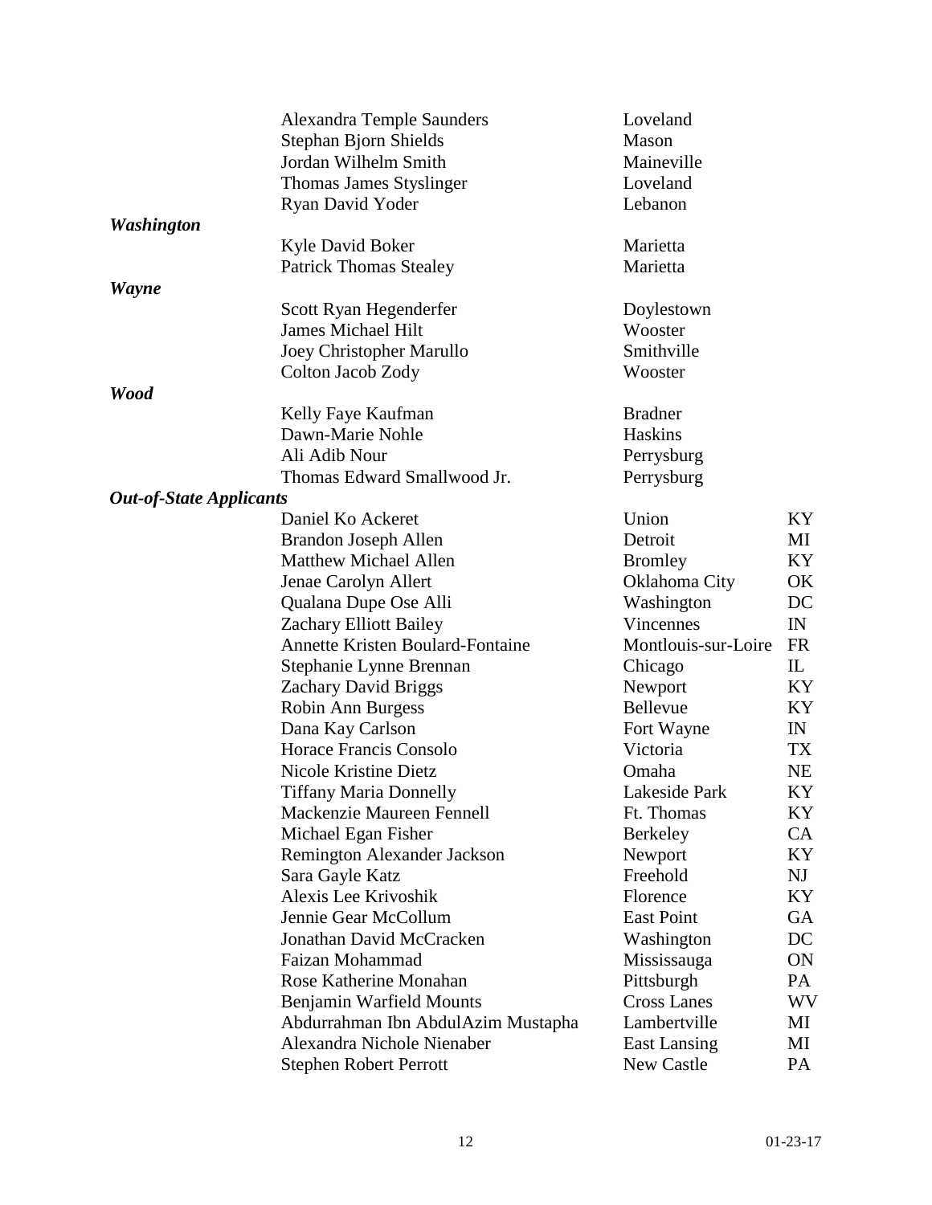| | Name | City | State |
|---|---|---|---|
| | Alexandra Temple Saunders | Loveland | |
| | Stephan Bjorn Shields | Mason | |
| | Jordan Wilhelm Smith | Maineville | |
| | Thomas James Styslinger | Loveland | |
| | Ryan David Yoder | Lebanon | |
| ***Washington*** | | | |
| | Kyle David Boker | Marietta | |
| | Patrick Thomas Stealey | Marietta | |
| ***Wayne*** | | | |
| | Scott Ryan Hegenderfer | Doylestown | |
| | James Michael Hilt | Wooster | |
| | Joey Christopher Marullo | Smithville | |
| | Colton Jacob Zody | Wooster | |
| ***Wood*** | | | |
| | Kelly Faye Kaufman | Bradner | |
| | Dawn-Marie Nohle | Haskins | |
| | Ali Adib Nour | Perrysburg | |
| | Thomas Edward Smallwood Jr. | Perrysburg | |
| ***Out-of-State Applicants*** | | | |
| | Daniel Ko Ackeret | Union | KY |
| | Brandon Joseph Allen | Detroit | MI |
| | Matthew Michael Allen | Bromley | KY |
| | Jenae Carolyn Allert | Oklahoma City | OK |
| | Qualana Dupe Ose Alli | Washington | DC |
| | Zachary Elliott Bailey | Vincennes | IN |
| | Annette Kristen Boulard-Fontaine | Montlouis-sur-Loire | FR |
| | Stephanie Lynne Brennan | Chicago | IL |
| | Zachary David Briggs | Newport | KY |
| | Robin Ann Burgess | Bellevue | KY |
| | Dana Kay Carlson | Fort Wayne | IN |
| | Horace Francis Consolo | Victoria | TX |
| | Nicole Kristine Dietz | Omaha | NE |
| | Tiffany Maria Donnelly | Lakeside Park | KY |
| | Mackenzie Maureen Fennell | Ft. Thomas | KY |
| | Michael Egan Fisher | Berkeley | CA |
| | Remington Alexander Jackson | Newport | KY |
| | Sara Gayle Katz | Freehold | NJ |
| | Alexis Lee Krivoshik | Florence | KY |
| | Jennie Gear McCollum | East Point | GA |
| | Jonathan David McCracken | Washington | DC |
| | Faizan Mohammad | Mississauga | ON |
| | Rose Katherine Monahan | Pittsburgh | PA |
| | Benjamin Warfield Mounts | Cross Lanes | WV |
| | Abdurrahman Ibn AbdulAzim Mustapha | Lambertville | MI |
| | Alexandra Nichole Nienaber | East Lansing | MI |
| | Stephen Robert Perrott | New Castle | PA |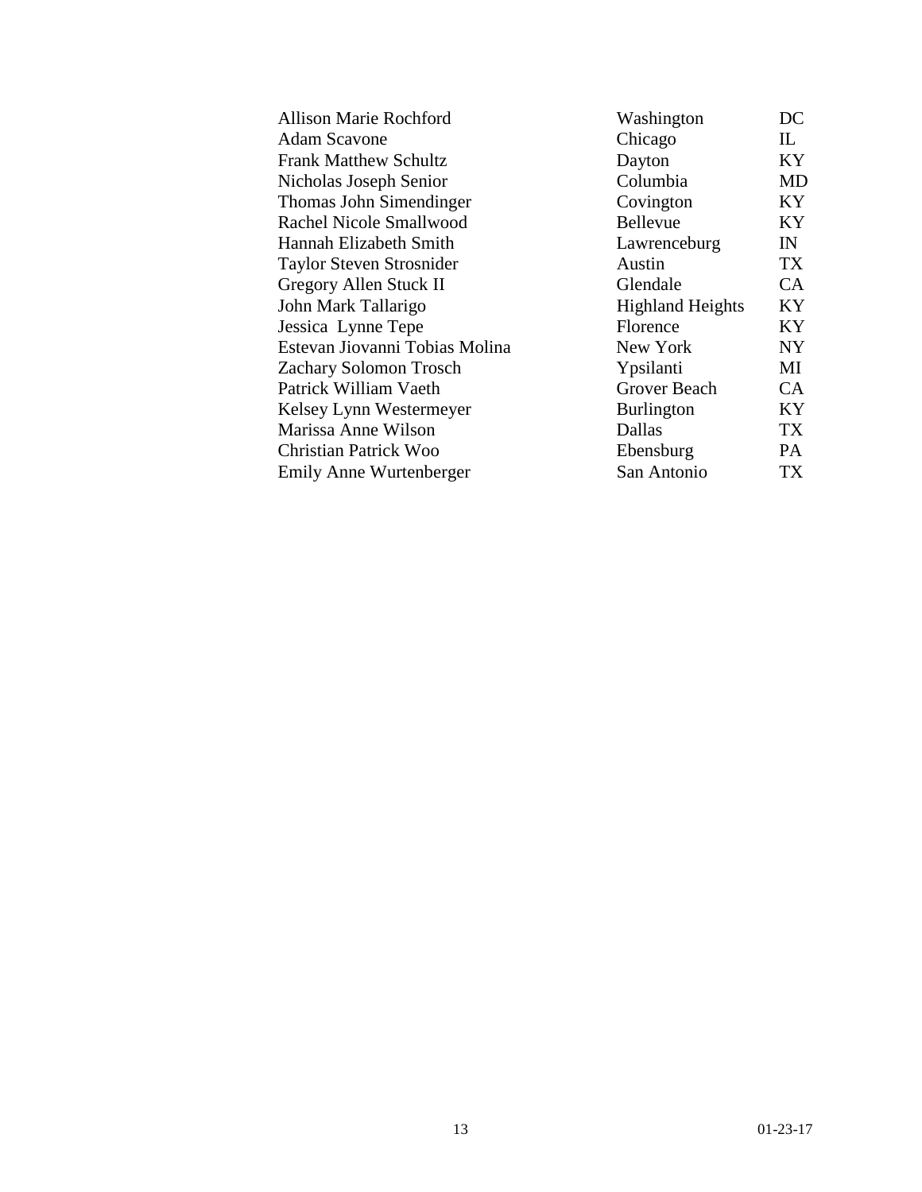| | | |
|---|---|---|
| Allison Marie Rochford | Washington | DC |
| Adam Scavone | Chicago | IL |
| Frank Matthew Schultz | Dayton | KY |
| Nicholas Joseph Senior | Columbia | MD |
| Thomas John Simendinger | Covington | KY |
| Rachel Nicole Smallwood | Bellevue | KY |
| Hannah Elizabeth Smith | Lawrenceburg | IN |
| Taylor Steven Strosnider | Austin | TX |
| Gregory Allen Stuck II | Glendale | CA |
| John Mark Tallarigo | Highland Heights | KY |
| Jessica Lynne Tepe | Florence | KY |
| Estevan Jiovanni Tobias Molina | New York | NY |
| Zachary Solomon Trosch | Ypsilanti | MI |
| Patrick William Vaeth | Grover Beach | CA |
| Kelsey Lynn Westermeyer | Burlington | KY |
| Marissa Anne Wilson | Dallas | TX |
| Christian Patrick Woo | Ebensburg | PA |
| Emily Anne Wurtenberger | San Antonio | TX |

01-23-17